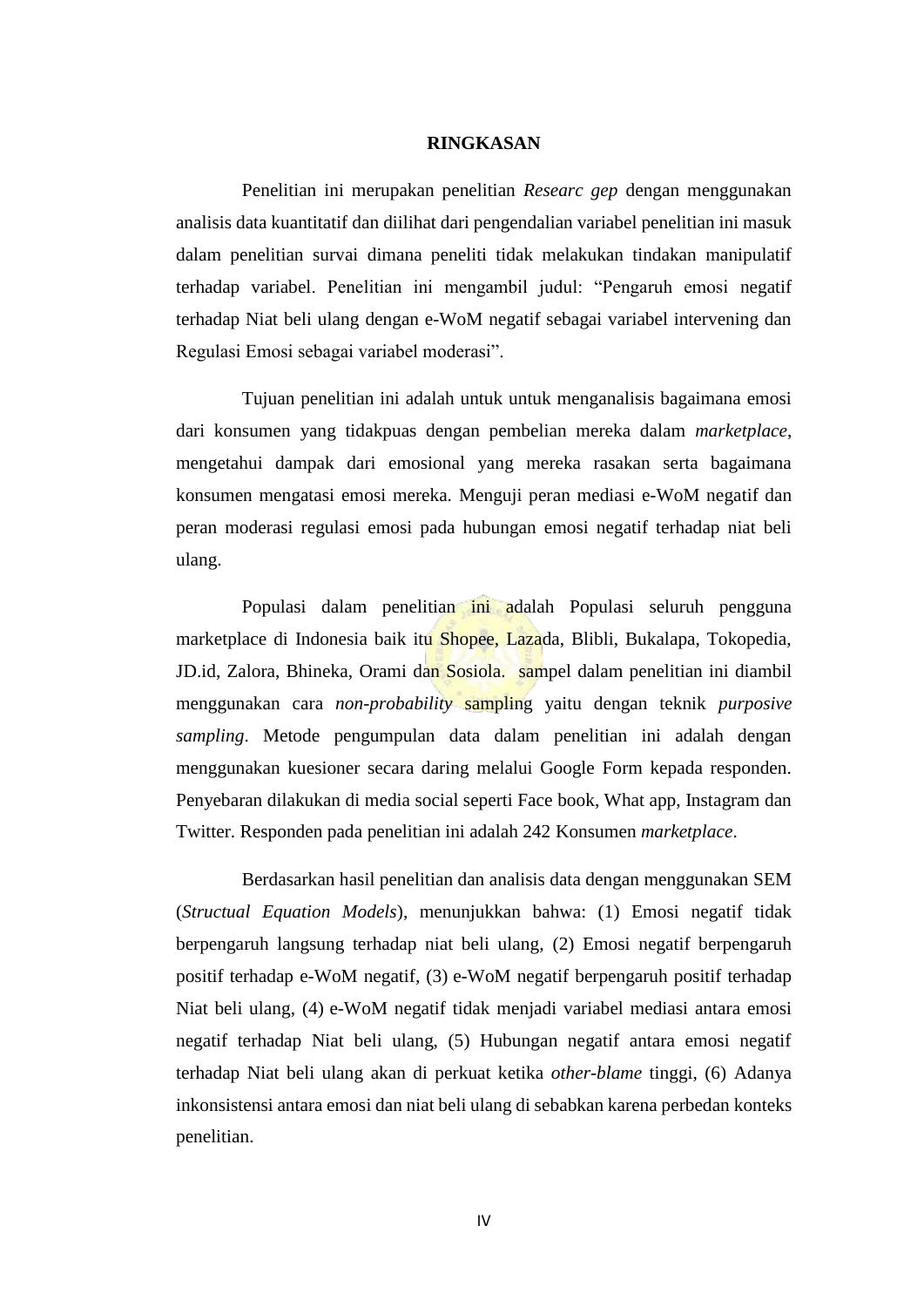# RINGKASAN

Penelitian ini merupakan penelitian *Researc gep* dengan menggunakan analisis data kuantitatif dan diilihat dari pengendalian variabel penelitian ini masuk dalam penelitian survai dimana peneliti tidak melakukan tindakan manipulatif terhadap variabel. Penelitian ini mengambil judul: "Pengaruh emosi negatif terhadap Niat beli ulang dengan e-WoM negatif sebagai variabel intervening dan Regulasi Emosi sebagai variabel moderasi".

Tujuan penelitian ini adalah untuk untuk menganalisis bagaimana emosi dari konsumen yang tidakpuas dengan pembelian mereka dalam *marketplace,* mengetahui dampak dari emosional yang mereka rasakan serta bagaimana konsumen mengatasi emosi mereka. Menguji peran mediasi e-WoM negatif dan peran moderasi regulasi emosi pada hubungan emosi negatif terhadap niat beli ulang.

Populasi dalam penelitian ini adalah Populasi seluruh pengguna marketplace di Indonesia baik itu Shopee, Lazada, Blibli, Bukalapa, Tokopedia, JD.id, Zalora, Bhineka, Orami dan Sosiola. sampel dalam penelitian ini diambil menggunakan cara *non-probability* sampling yaitu dengan teknik *purposive sampling*. Metode pengumpulan data dalam penelitian ini adalah dengan menggunakan kuesioner secara daring melalui Google Form kepada responden. Penyebaran dilakukan di media social seperti Face book, What app, Instagram dan Twitter. Responden pada penelitian ini adalah 242 Konsumen *marketplace*.

Berdasarkan hasil penelitian dan analisis data dengan menggunakan SEM (*Structual Equation Models*), menunjukkan bahwa: (1) Emosi negatif tidak berpengaruh langsung terhadap niat beli ulang, (2) Emosi negatif berpengaruh positif terhadap e-WoM negatif, (3) e-WoM negatif berpengaruh positif terhadap Niat beli ulang, (4) e-WoM negatif tidak menjadi variabel mediasi antara emosi negatif terhadap Niat beli ulang, (5) Hubungan negatif antara emosi negatif terhadap Niat beli ulang akan di perkuat ketika *other-blame* tinggi, (6) Adanya inkonsistensi antara emosi dan niat beli ulang di sebabkan karena perbedan konteks penelitian.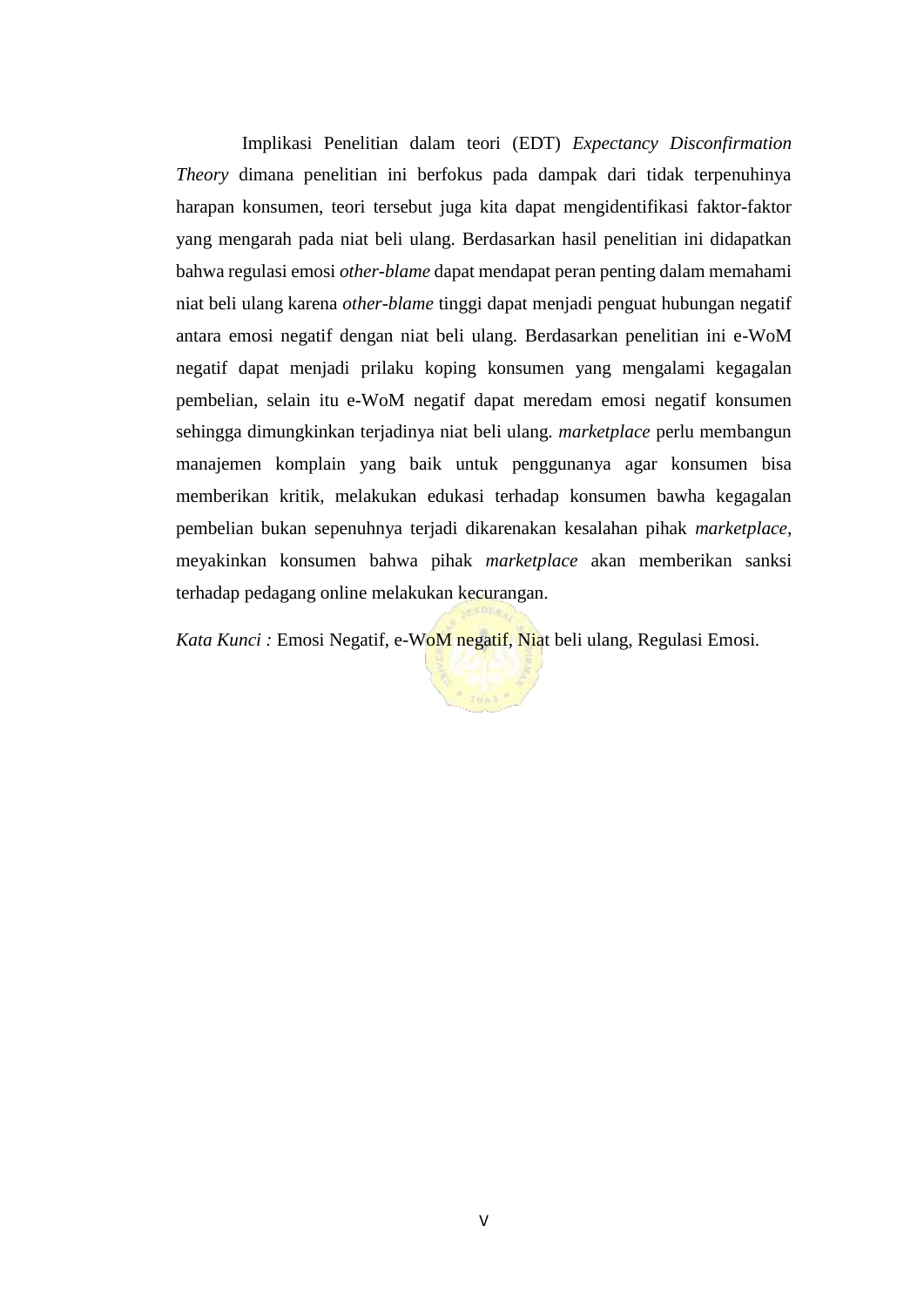Implikasi Penelitian dalam teori (EDT) *Expectancy Disconfirmation Theory* dimana penelitian ini berfokus pada dampak dari tidak terpenuhinya harapan konsumen, teori tersebut juga kita dapat mengidentifikasi faktor-faktor yang mengarah pada niat beli ulang. Berdasarkan hasil penelitian ini didapatkan bahwa regulasi emosi *other-blame* dapat mendapat peran penting dalam memahami niat beli ulang karena *other-blame* tinggi dapat menjadi penguat hubungan negatif antara emosi negatif dengan niat beli ulang. Berdasarkan penelitian ini e-WoM negatif dapat menjadi prilaku koping konsumen yang mengalami kegagalan pembelian, selain itu e-WoM negatif dapat meredam emosi negatif konsumen sehingga dimungkinkan terjadinya niat beli ulang. *marketplace* perlu membangun manajemen komplain yang baik untuk penggunanya agar konsumen bisa memberikan kritik, melakukan edukasi terhadap konsumen bawha kegagalan pembelian bukan sepenuhnya terjadi dikarenakan kesalahan pihak *marketplace*, meyakinkan konsumen bahwa pihak *marketplace* akan memberikan sanksi terhadap pedagang online melakukan kecurangan.

*Kata Kunci :* Emosi Negatif, e-WoM negatif, Niat beli ulang, Regulasi Emosi.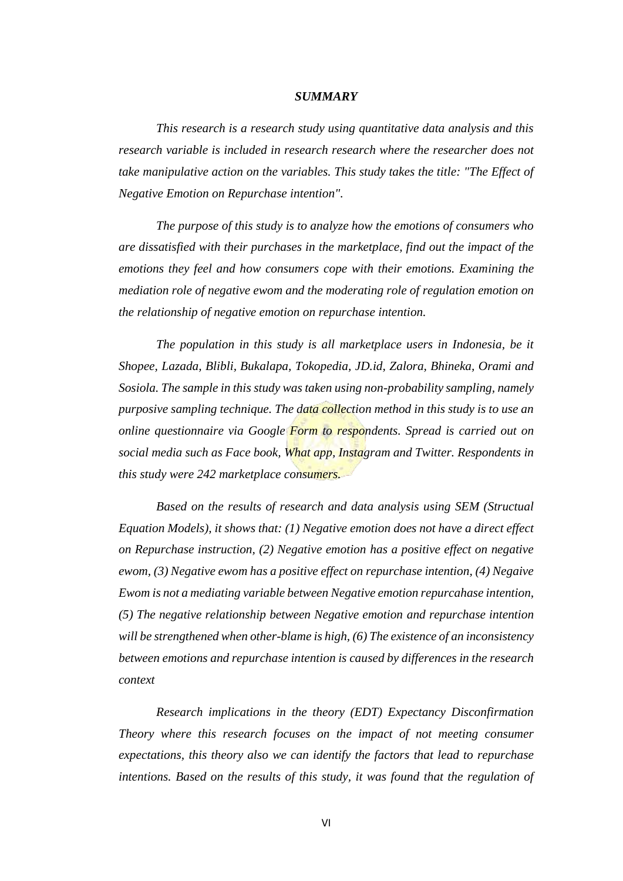***SUMMARY***

*This research is a research study using quantitative data analysis and this research variable is included in research research where the researcher does not take manipulative action on the variables. This study takes the title: "The Effect of Negative Emotion on Repurchase intention".*

*The purpose of this study is to analyze how the emotions of consumers who are dissatisfied with their purchases in the marketplace, find out the impact of the emotions they feel and how consumers cope with their emotions. Examining the mediation role of negative ewom and the moderating role of regulation emotion on the relationship of negative emotion on repurchase intention.*

*The population in this study is all marketplace users in Indonesia, be it Shopee, Lazada, Blibli, Bukalapa, Tokopedia, JD.id, Zalora, Bhineka, Orami and Sosiola. The sample in this study was taken using non-probability sampling, namely purposive sampling technique. The data collection method in this study is to use an online questionnaire via Google Form to respondents. Spread is carried out on social media such as Face book, What app, Instagram and Twitter. Respondents in this study were 242 marketplace consumers.*

*Based on the results of research and data analysis using SEM (Structual Equation Models), it shows that: (1) Negative emotion does not have a direct effect on Repurchase instruction, (2) Negative emotion has a positive effect on negative ewom, (3) Negative ewom has a positive effect on repurchase intention, (4) Negaive Ewom is not a mediating variable between Negative emotion repurcahase intention, (5) The negative relationship between Negative emotion and repurchase intention will be strengthened when other-blame is high, (6) The existence of an inconsistency between emotions and repurchase intention is caused by differences in the research context*

*Research implications in the theory (EDT) Expectancy Disconfirmation Theory where this research focuses on the impact of not meeting consumer expectations, this theory also we can identify the factors that lead to repurchase intentions. Based on the results of this study, it was found that the regulation of*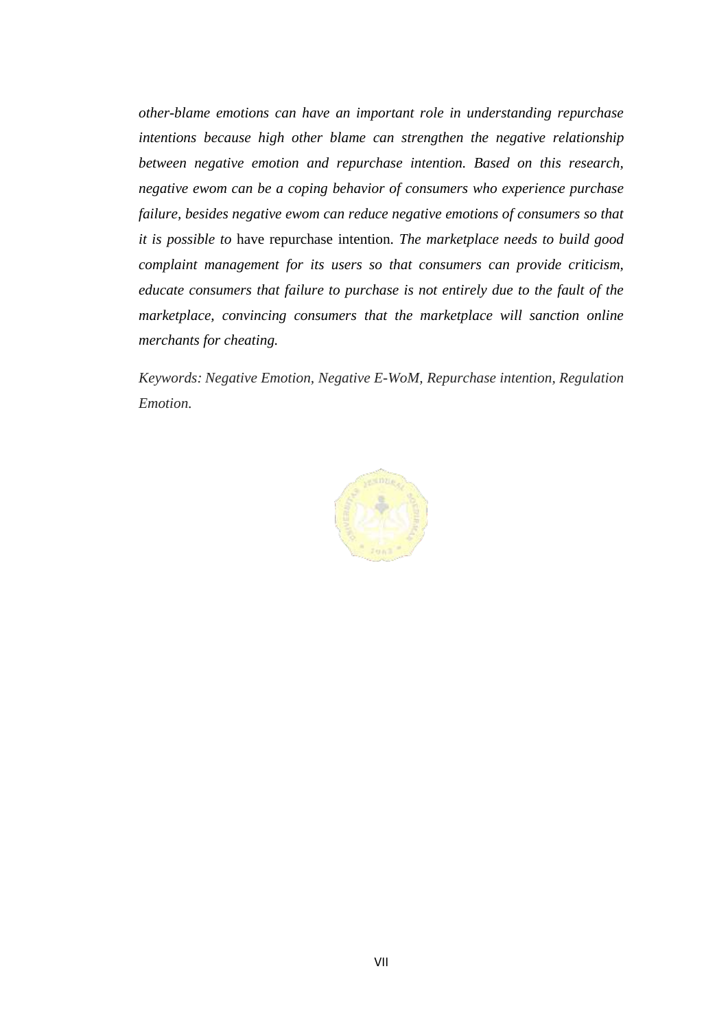*other-blame emotions can have an important role in understanding repurchase intentions because high other blame can strengthen the negative relationship between negative emotion and repurchase intention. Based on this research, negative ewom can be a coping behavior of consumers who experience purchase failure, besides negative ewom can reduce negative emotions of consumers so that it is possible to* have repurchase intention. *The marketplace needs to build good complaint management for its users so that consumers can provide criticism, educate consumers that failure to purchase is not entirely due to the fault of the marketplace, convincing consumers that the marketplace will sanction online merchants for cheating.*

*Keywords: Negative Emotion, Negative E-WoM, Repurchase intention, Regulation Emotion.*